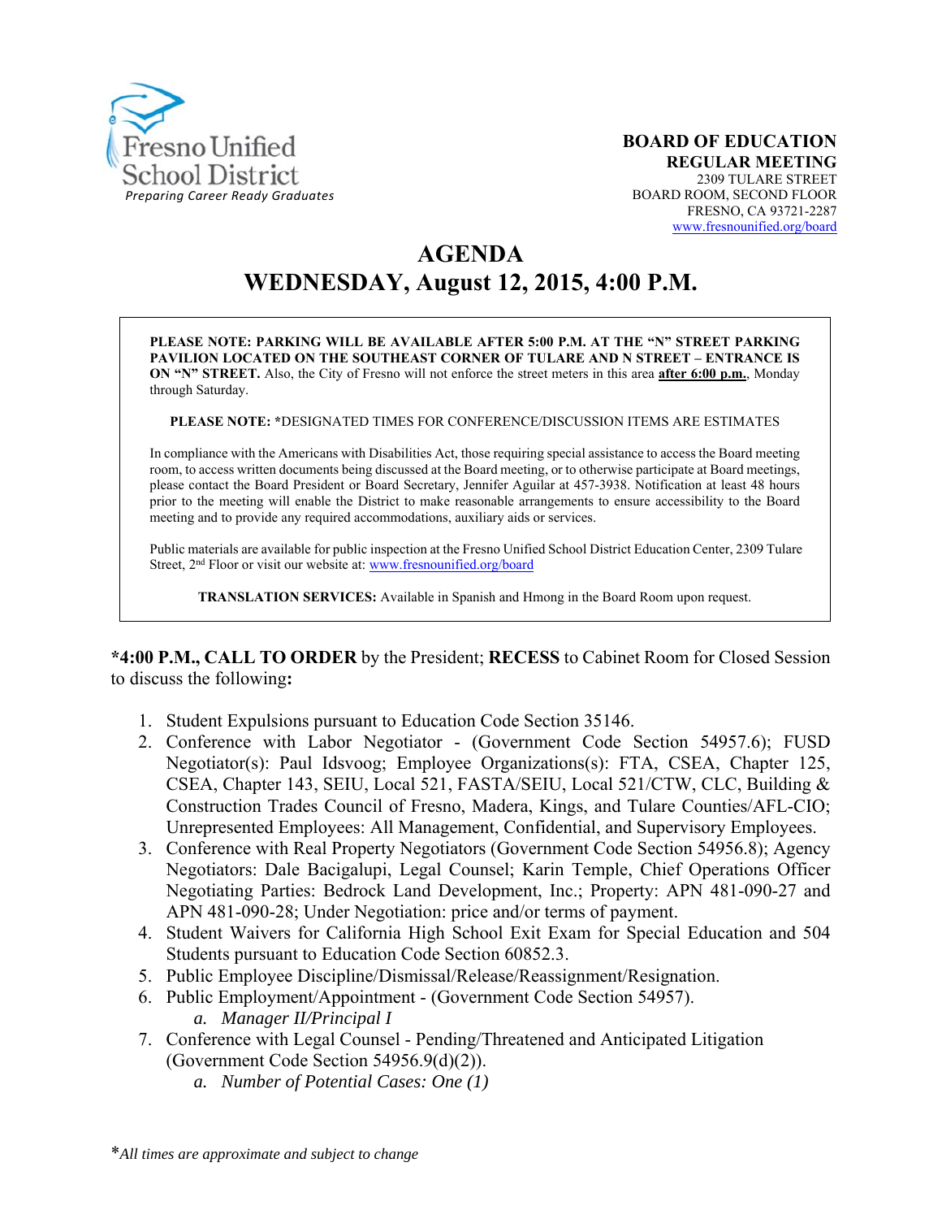Fresno Unified School District
*Preparing Career Ready Graduates*

**BOARD OF EDUCATION**
**REGULAR MEETING**
2309 TULARE STREET
BOARD ROOM, SECOND FLOOR
FRESNO, CA 93721-2287
www.fresnounified.org/board

# AGENDA
# WEDNESDAY, August 12, 2015, 4:00 P.M.

**PLEASE NOTE: PARKING WILL BE AVAILABLE AFTER 5:00 P.M. AT THE "N" STREET PARKING PAVILION LOCATED ON THE SOUTHEAST CORNER OF TULARE AND N STREET – ENTRANCE IS ON "N" STREET.** Also, the City of Fresno will not enforce the street meters in this area **after 6:00 p.m.**, Monday through Saturday.

**PLEASE NOTE: \***DESIGNATED TIMES FOR CONFERENCE/DISCUSSION ITEMS ARE ESTIMATES

In compliance with the Americans with Disabilities Act, those requiring special assistance to access the Board meeting room, to access written documents being discussed at the Board meeting, or to otherwise participate at Board meetings, please contact the Board President or Board Secretary, Jennifer Aguilar at 457-3938. Notification at least 48 hours prior to the meeting will enable the District to make reasonable arrangements to ensure accessibility to the Board meeting and to provide any required accommodations, auxiliary aids or services.

Public materials are available for public inspection at the Fresno Unified School District Education Center, 2309 Tulare Street, 2nd Floor or visit our website at: www.fresnounified.org/board

**TRANSLATION SERVICES:** Available in Spanish and Hmong in the Board Room upon request.

**\*4:00 P.M., CALL TO ORDER** by the President; **RECESS** to Cabinet Room for Closed Session to discuss the following**:**

1. Student Expulsions pursuant to Education Code Section 35146.
2. Conference with Labor Negotiator - (Government Code Section 54957.6); FUSD Negotiator(s): Paul Idsvoog; Employee Organizations(s): FTA, CSEA, Chapter 125, CSEA, Chapter 143, SEIU, Local 521, FASTA/SEIU, Local 521/CTW, CLC, Building & Construction Trades Council of Fresno, Madera, Kings, and Tulare Counties/AFL-CIO; Unrepresented Employees: All Management, Confidential, and Supervisory Employees.
3. Conference with Real Property Negotiators (Government Code Section 54956.8); Agency Negotiators: Dale Bacigalupi, Legal Counsel; Karin Temple, Chief Operations Officer Negotiating Parties: Bedrock Land Development, Inc.; Property: APN 481-090-27 and APN 481-090-28; Under Negotiation: price and/or terms of payment.
4. Student Waivers for California High School Exit Exam for Special Education and 504 Students pursuant to Education Code Section 60852.3.
5. Public Employee Discipline/Dismissal/Release/Reassignment/Resignation.
6. Public Employment/Appointment - (Government Code Section 54957).
   a. *Manager II/Principal I*
7. Conference with Legal Counsel - Pending/Threatened and Anticipated Litigation (Government Code Section 54956.9(d)(2)).
   a. *Number of Potential Cases: One (1)*

\**All times are approximate and subject to change*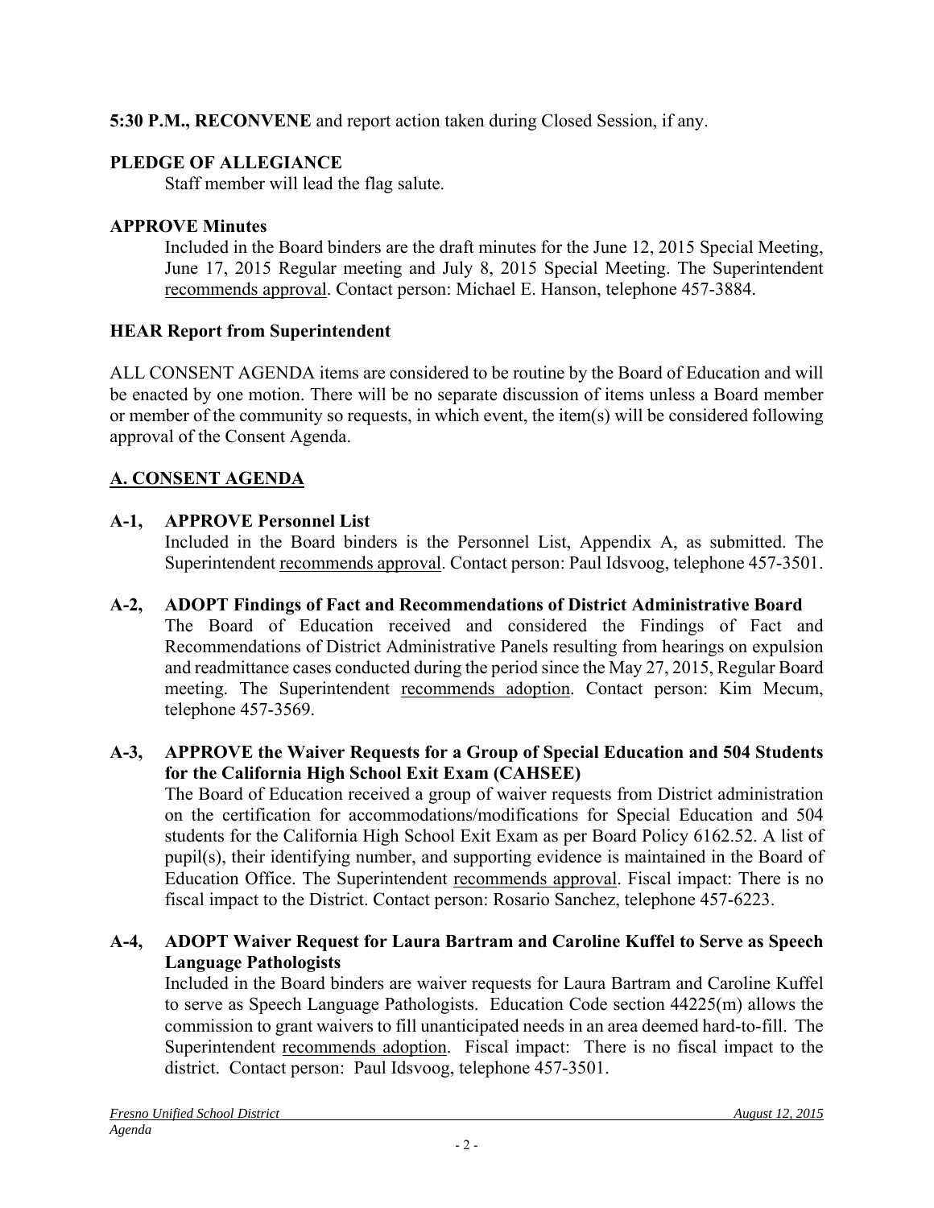**5:30 P.M., RECONVENE** and report action taken during Closed Session, if any.

**PLEDGE OF ALLEGIANCE**

Staff member will lead the flag salute.

**APPROVE Minutes**

Included in the Board binders are the draft minutes for the June 12, 2015 Special Meeting, June 17, 2015 Regular meeting and July 8, 2015 Special Meeting. The Superintendent recommends approval. Contact person: Michael E. Hanson, telephone 457-3884.

**HEAR Report from Superintendent**

ALL CONSENT AGENDA items are considered to be routine by the Board of Education and will be enacted by one motion. There will be no separate discussion of items unless a Board member or member of the community so requests, in which event, the item(s) will be considered following approval of the Consent Agenda.

## A. CONSENT AGENDA

**A-1, APPROVE Personnel List**

Included in the Board binders is the Personnel List, Appendix A, as submitted. The Superintendent recommends approval. Contact person: Paul Idsvoog, telephone 457-3501.

**A-2, ADOPT Findings of Fact and Recommendations of District Administrative Board**

The Board of Education received and considered the Findings of Fact and Recommendations of District Administrative Panels resulting from hearings on expulsion and readmittance cases conducted during the period since the May 27, 2015, Regular Board meeting. The Superintendent recommends adoption. Contact person: Kim Mecum, telephone 457-3569.

**A-3, APPROVE the Waiver Requests for a Group of Special Education and 504 Students for the California High School Exit Exam (CAHSEE)**

The Board of Education received a group of waiver requests from District administration on the certification for accommodations/modifications for Special Education and 504 students for the California High School Exit Exam as per Board Policy 6162.52. A list of pupil(s), their identifying number, and supporting evidence is maintained in the Board of Education Office. The Superintendent recommends approval. Fiscal impact: There is no fiscal impact to the District. Contact person: Rosario Sanchez, telephone 457-6223.

**A-4, ADOPT Waiver Request for Laura Bartram and Caroline Kuffel to Serve as Speech Language Pathologists**

Included in the Board binders are waiver requests for Laura Bartram and Caroline Kuffel to serve as Speech Language Pathologists. Education Code section 44225(m) allows the commission to grant waivers to fill unanticipated needs in an area deemed hard-to-fill. The Superintendent recommends adoption. Fiscal impact: There is no fiscal impact to the district. Contact person: Paul Idsvoog, telephone 457-3501.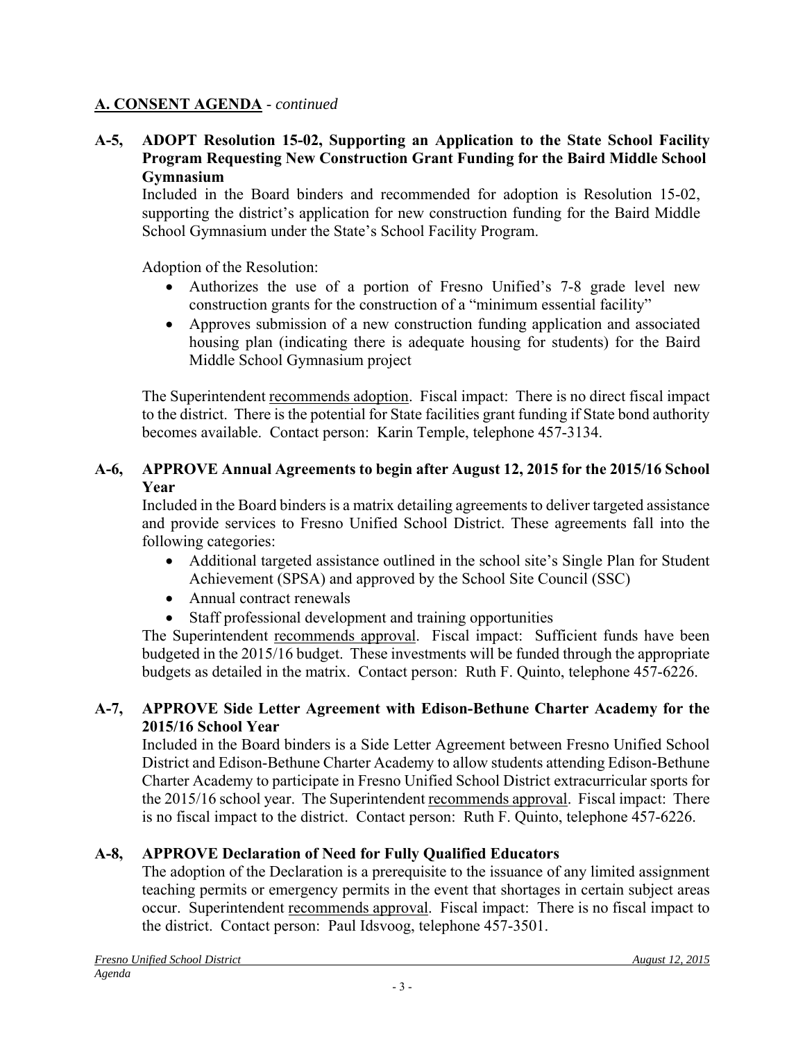## A. CONSENT AGENDA - *continued*

**A-5, ADOPT Resolution 15-02, Supporting an Application to the State School Facility Program Requesting New Construction Grant Funding for the Baird Middle School Gymnasium**

Included in the Board binders and recommended for adoption is Resolution 15-02, supporting the district's application for new construction funding for the Baird Middle School Gymnasium under the State's School Facility Program.

Adoption of the Resolution:

- Authorizes the use of a portion of Fresno Unified's 7-8 grade level new construction grants for the construction of a "minimum essential facility"
- Approves submission of a new construction funding application and associated housing plan (indicating there is adequate housing for students) for the Baird Middle School Gymnasium project

The Superintendent recommends adoption. Fiscal impact: There is no direct fiscal impact to the district. There is the potential for State facilities grant funding if State bond authority becomes available. Contact person: Karin Temple, telephone 457-3134.

**A-6, APPROVE Annual Agreements to begin after August 12, 2015 for the 2015/16 School Year**

Included in the Board binders is a matrix detailing agreements to deliver targeted assistance and provide services to Fresno Unified School District. These agreements fall into the following categories:

- Additional targeted assistance outlined in the school site's Single Plan for Student Achievement (SPSA) and approved by the School Site Council (SSC)
- Annual contract renewals
- Staff professional development and training opportunities

The Superintendent recommends approval. Fiscal impact: Sufficient funds have been budgeted in the 2015/16 budget. These investments will be funded through the appropriate budgets as detailed in the matrix. Contact person: Ruth F. Quinto, telephone 457-6226.

**A-7, APPROVE Side Letter Agreement with Edison-Bethune Charter Academy for the 2015/16 School Year**

Included in the Board binders is a Side Letter Agreement between Fresno Unified School District and Edison-Bethune Charter Academy to allow students attending Edison-Bethune Charter Academy to participate in Fresno Unified School District extracurricular sports for the 2015/16 school year. The Superintendent recommends approval. Fiscal impact: There is no fiscal impact to the district. Contact person: Ruth F. Quinto, telephone 457-6226.

**A-8, APPROVE Declaration of Need for Fully Qualified Educators**

The adoption of the Declaration is a prerequisite to the issuance of any limited assignment teaching permits or emergency permits in the event that shortages in certain subject areas occur. Superintendent recommends approval. Fiscal impact: There is no fiscal impact to the district. Contact person: Paul Idsvoog, telephone 457-3501.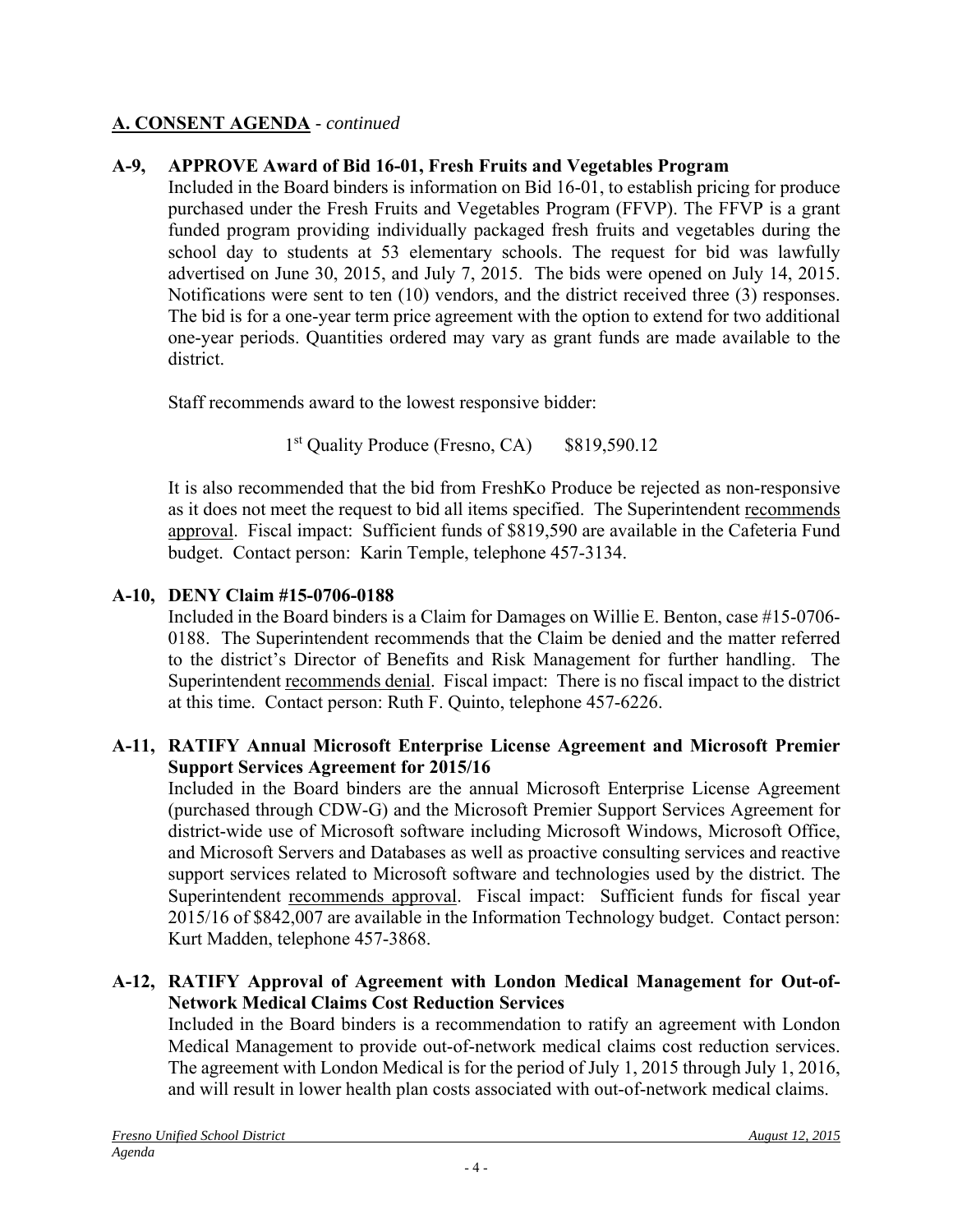## **A. CONSENT AGENDA** - *continued*

### A-9, APPROVE Award of Bid 16-01, Fresh Fruits and Vegetables Program

Included in the Board binders is information on Bid 16-01, to establish pricing for produce purchased under the Fresh Fruits and Vegetables Program (FFVP). The FFVP is a grant funded program providing individually packaged fresh fruits and vegetables during the school day to students at 53 elementary schools. The request for bid was lawfully advertised on June 30, 2015, and July 7, 2015. The bids were opened on July 14, 2015. Notifications were sent to ten (10) vendors, and the district received three (3) responses. The bid is for a one-year term price agreement with the option to extend for two additional one-year periods. Quantities ordered may vary as grant funds are made available to the district.

Staff recommends award to the lowest responsive bidder:

1st Quality Produce (Fresno, CA) $819,590.12

It is also recommended that the bid from FreshKo Produce be rejected as non-responsive as it does not meet the request to bid all items specified. The Superintendent recommends approval. Fiscal impact: Sufficient funds of $819,590 are available in the Cafeteria Fund budget. Contact person: Karin Temple, telephone 457-3134.

### A-10, DENY Claim #15-0706-0188

Included in the Board binders is a Claim for Damages on Willie E. Benton, case #15-0706-0188. The Superintendent recommends that the Claim be denied and the matter referred to the district's Director of Benefits and Risk Management for further handling. The Superintendent recommends denial. Fiscal impact: There is no fiscal impact to the district at this time. Contact person: Ruth F. Quinto, telephone 457-6226.

### A-11, RATIFY Annual Microsoft Enterprise License Agreement and Microsoft Premier Support Services Agreement for 2015/16

Included in the Board binders are the annual Microsoft Enterprise License Agreement (purchased through CDW-G) and the Microsoft Premier Support Services Agreement for district-wide use of Microsoft software including Microsoft Windows, Microsoft Office, and Microsoft Servers and Databases as well as proactive consulting services and reactive support services related to Microsoft software and technologies used by the district. The Superintendent recommends approval. Fiscal impact: Sufficient funds for fiscal year 2015/16 of $842,007 are available in the Information Technology budget. Contact person: Kurt Madden, telephone 457-3868.

### A-12, RATIFY Approval of Agreement with London Medical Management for Out-of-Network Medical Claims Cost Reduction Services

Included in the Board binders is a recommendation to ratify an agreement with London Medical Management to provide out-of-network medical claims cost reduction services. The agreement with London Medical is for the period of July 1, 2015 through July 1, 2016, and will result in lower health plan costs associated with out-of-network medical claims.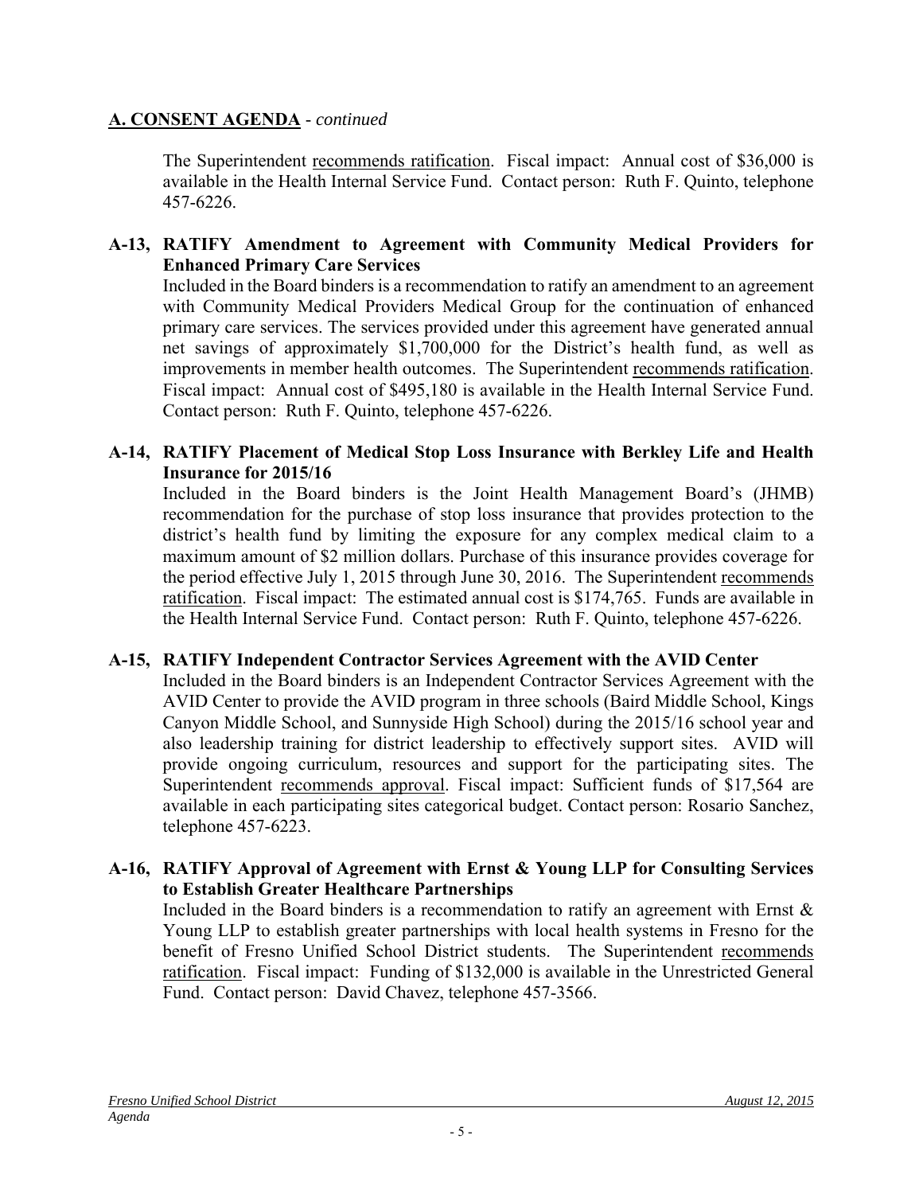## A. CONSENT AGENDA - *continued*

The Superintendent recommends ratification. Fiscal impact: Annual cost of $36,000 is available in the Health Internal Service Fund. Contact person: Ruth F. Quinto, telephone 457-6226.

**A-13, RATIFY Amendment to Agreement with Community Medical Providers for Enhanced Primary Care Services**

Included in the Board binders is a recommendation to ratify an amendment to an agreement with Community Medical Providers Medical Group for the continuation of enhanced primary care services. The services provided under this agreement have generated annual net savings of approximately $1,700,000 for the District's health fund, as well as improvements in member health outcomes. The Superintendent recommends ratification. Fiscal impact: Annual cost of $495,180 is available in the Health Internal Service Fund. Contact person: Ruth F. Quinto, telephone 457-6226.

**A-14, RATIFY Placement of Medical Stop Loss Insurance with Berkley Life and Health Insurance for 2015/16**

Included in the Board binders is the Joint Health Management Board's (JHMB) recommendation for the purchase of stop loss insurance that provides protection to the district's health fund by limiting the exposure for any complex medical claim to a maximum amount of $2 million dollars. Purchase of this insurance provides coverage for the period effective July 1, 2015 through June 30, 2016. The Superintendent recommends ratification. Fiscal impact: The estimated annual cost is $174,765. Funds are available in the Health Internal Service Fund. Contact person: Ruth F. Quinto, telephone 457-6226.

**A-15, RATIFY Independent Contractor Services Agreement with the AVID Center**

Included in the Board binders is an Independent Contractor Services Agreement with the AVID Center to provide the AVID program in three schools (Baird Middle School, Kings Canyon Middle School, and Sunnyside High School) during the 2015/16 school year and also leadership training for district leadership to effectively support sites. AVID will provide ongoing curriculum, resources and support for the participating sites. The Superintendent recommends approval. Fiscal impact: Sufficient funds of $17,564 are available in each participating sites categorical budget. Contact person: Rosario Sanchez, telephone 457-6223.

**A-16, RATIFY Approval of Agreement with Ernst & Young LLP for Consulting Services to Establish Greater Healthcare Partnerships**

Included in the Board binders is a recommendation to ratify an agreement with Ernst & Young LLP to establish greater partnerships with local health systems in Fresno for the benefit of Fresno Unified School District students. The Superintendent recommends ratification. Fiscal impact: Funding of $132,000 is available in the Unrestricted General Fund. Contact person: David Chavez, telephone 457-3566.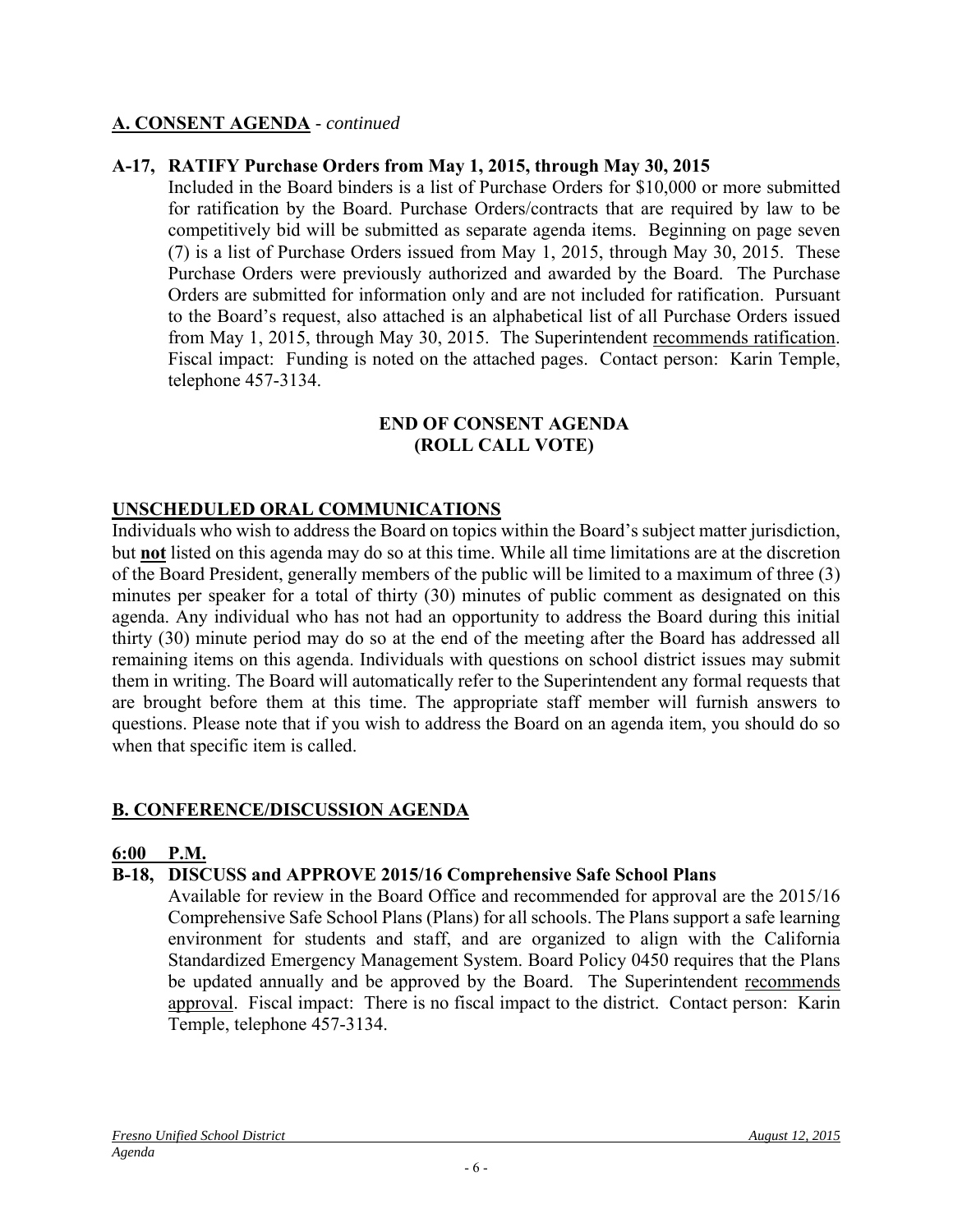## A. CONSENT AGENDA - *continued*

**A-17, RATIFY Purchase Orders from May 1, 2015, through May 30, 2015**

Included in the Board binders is a list of Purchase Orders for $10,000 or more submitted for ratification by the Board. Purchase Orders/contracts that are required by law to be competitively bid will be submitted as separate agenda items. Beginning on page seven (7) is a list of Purchase Orders issued from May 1, 2015, through May 30, 2015. These Purchase Orders were previously authorized and awarded by the Board. The Purchase Orders are submitted for information only and are not included for ratification. Pursuant to the Board's request, also attached is an alphabetical list of all Purchase Orders issued from May 1, 2015, through May 30, 2015. The Superintendent recommends ratification. Fiscal impact: Funding is noted on the attached pages. Contact person: Karin Temple, telephone 457-3134.

**END OF CONSENT AGENDA**
**(ROLL CALL VOTE)**

## UNSCHEDULED ORAL COMMUNICATIONS

Individuals who wish to address the Board on topics within the Board's subject matter jurisdiction, but **not** listed on this agenda may do so at this time. While all time limitations are at the discretion of the Board President, generally members of the public will be limited to a maximum of three (3) minutes per speaker for a total of thirty (30) minutes of public comment as designated on this agenda. Any individual who has not had an opportunity to address the Board during this initial thirty (30) minute period may do so at the end of the meeting after the Board has addressed all remaining items on this agenda. Individuals with questions on school district issues may submit them in writing. The Board will automatically refer to the Superintendent any formal requests that are brought before them at this time. The appropriate staff member will furnish answers to questions. Please note that if you wish to address the Board on an agenda item, you should do so when that specific item is called.

## B. CONFERENCE/DISCUSSION AGENDA

**6:00 P.M.**

**B-18, DISCUSS and APPROVE 2015/16 Comprehensive Safe School Plans**

Available for review in the Board Office and recommended for approval are the 2015/16 Comprehensive Safe School Plans (Plans) for all schools. The Plans support a safe learning environment for students and staff, and are organized to align with the California Standardized Emergency Management System. Board Policy 0450 requires that the Plans be updated annually and be approved by the Board. The Superintendent recommends approval. Fiscal impact: There is no fiscal impact to the district. Contact person: Karin Temple, telephone 457-3134.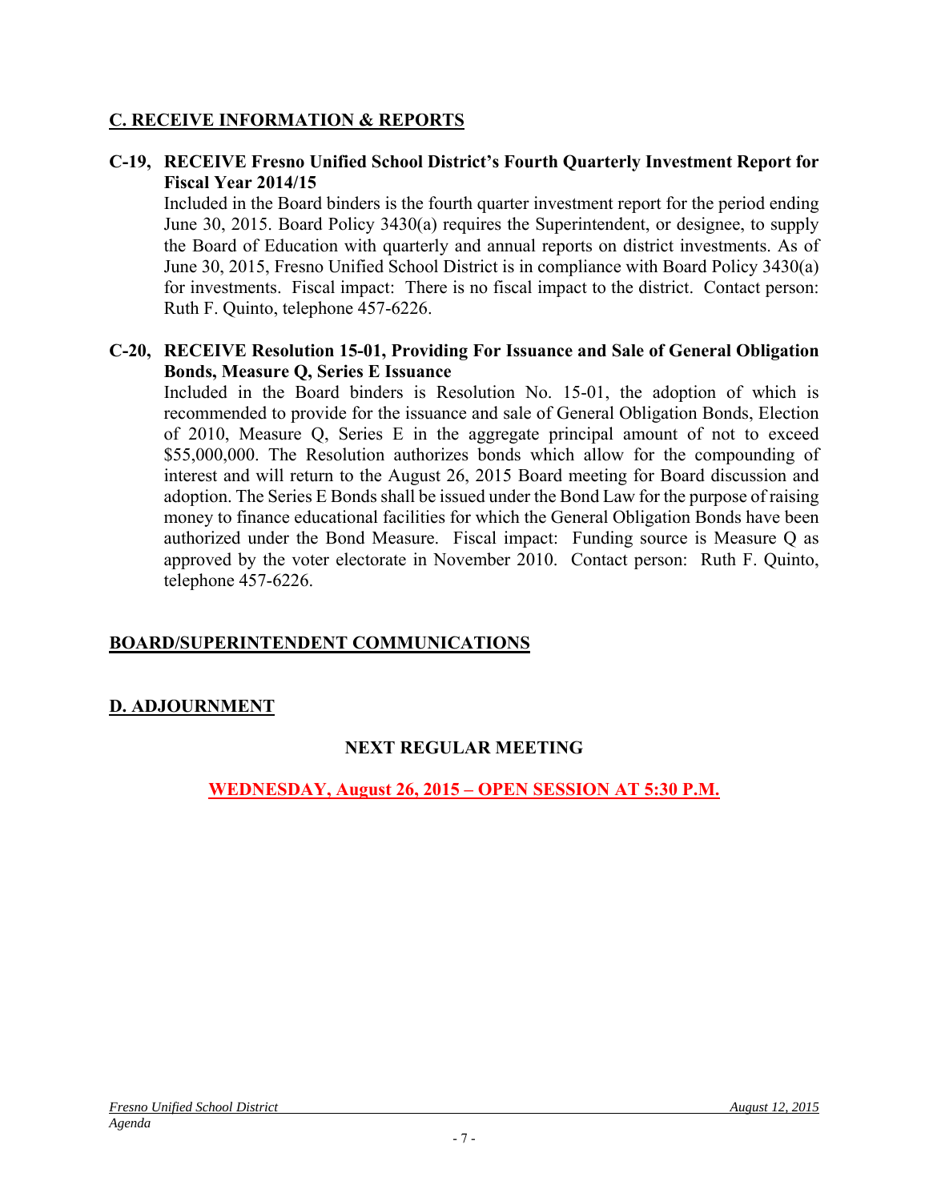## C. RECEIVE INFORMATION & REPORTS

**C-19, RECEIVE Fresno Unified School District's Fourth Quarterly Investment Report for Fiscal Year 2014/15**

Included in the Board binders is the fourth quarter investment report for the period ending June 30, 2015. Board Policy 3430(a) requires the Superintendent, or designee, to supply the Board of Education with quarterly and annual reports on district investments. As of June 30, 2015, Fresno Unified School District is in compliance with Board Policy 3430(a) for investments. Fiscal impact: There is no fiscal impact to the district. Contact person: Ruth F. Quinto, telephone 457-6226.

**C-20, RECEIVE Resolution 15-01, Providing For Issuance and Sale of General Obligation Bonds, Measure Q, Series E Issuance**

Included in the Board binders is Resolution No. 15-01, the adoption of which is recommended to provide for the issuance and sale of General Obligation Bonds, Election of 2010, Measure Q, Series E in the aggregate principal amount of not to exceed $55,000,000. The Resolution authorizes bonds which allow for the compounding of interest and will return to the August 26, 2015 Board meeting for Board discussion and adoption. The Series E Bonds shall be issued under the Bond Law for the purpose of raising money to finance educational facilities for which the General Obligation Bonds have been authorized under the Bond Measure. Fiscal impact: Funding source is Measure Q as approved by the voter electorate in November 2010. Contact person: Ruth F. Quinto, telephone 457-6226.

## BOARD/SUPERINTENDENT COMMUNICATIONS

## D. ADJOURNMENT

**NEXT REGULAR MEETING**

**WEDNESDAY, August 26, 2015 – OPEN SESSION AT 5:30 P.M.**